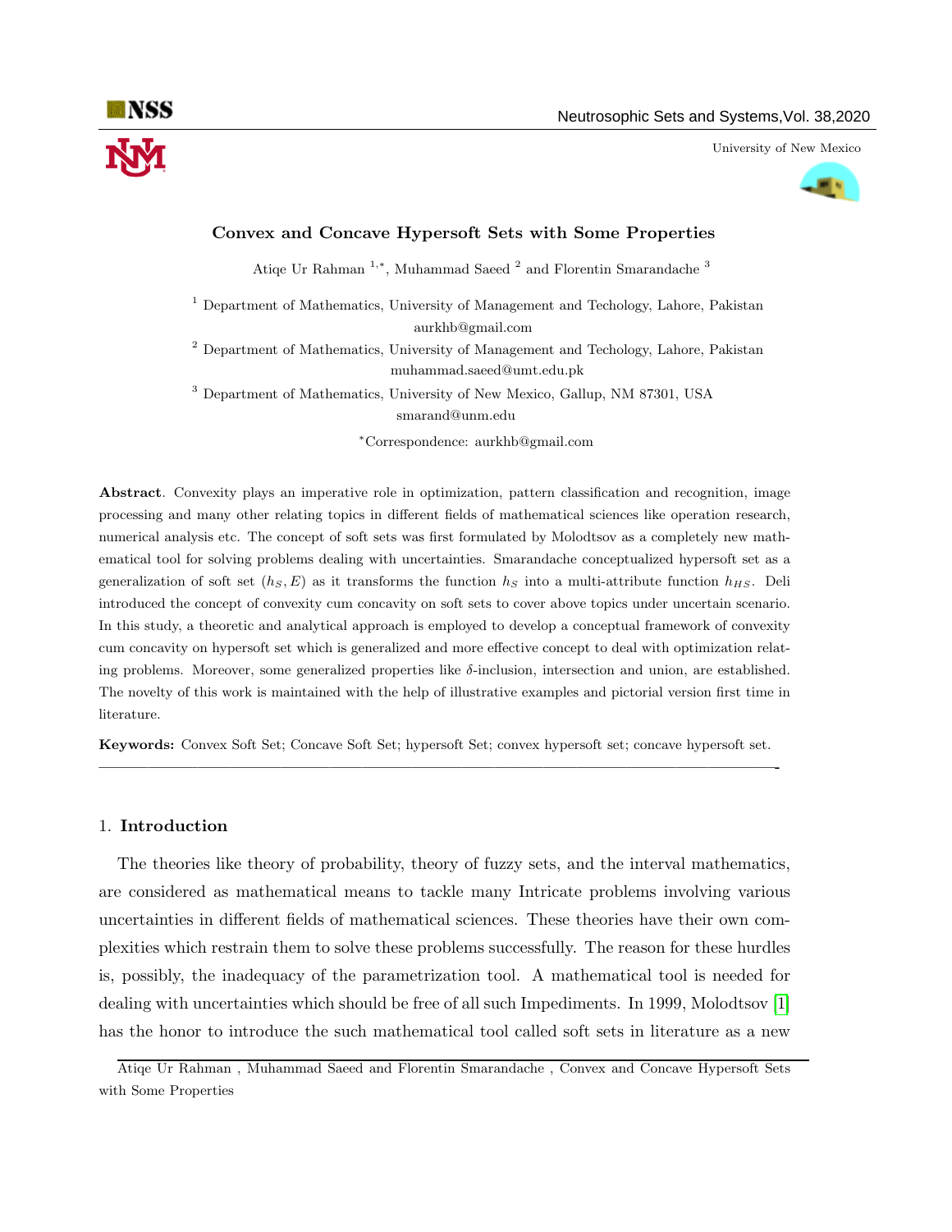# Convex and Concave Hypersoft Sets with Some Properties

Atiqe Ur Rahman [1,*], Muhammad Saeed [2] and Florentin Smarandache [3]

[1] Department of Mathematics, University of Management and Techology, Lahore, Pakistan
aurkhb@gmail.com

[2] Department of Mathematics, University of Management and Techology, Lahore, Pakistan
muhammad.saeed@umt.edu.pk

[3] Department of Mathematics, University of New Mexico, Gallup, NM 87301, USA
smarand@unm.edu

[*]Correspondence: aurkhb@gmail.com

**Abstract**. Convexity plays an imperative role in optimization, pattern classification and recognition, image processing and many other relating topics in different fields of mathematical sciences like operation research, numerical analysis etc. The concept of soft sets was first formulated by Molodtsov as a completely new mathematical tool for solving problems dealing with uncertainties. Smarandache conceptualized hypersoft set as a generalization of soft set $(h_S, E)$ as it transforms the function $h_S$ into a multi-attribute function $h_{HS}$. Deli introduced the concept of convexity cum concavity on soft sets to cover above topics under uncertain scenario. In this study, a theoretic and analytical approach is employed to develop a conceptual framework of convexity cum concavity on hypersoft set which is generalized and more effective concept to deal with optimization relating problems. Moreover, some generalized properties like $\delta$-inclusion, intersection and union, are established. The novelty of this work is maintained with the help of illustrative examples and pictorial version first time in literature.

**Keywords:** Convex Soft Set; Concave Soft Set; hypersoft Set; convex hypersoft set; concave hypersoft set.

---

## 1. Introduction

The theories like theory of probability, theory of fuzzy sets, and the interval mathematics, are considered as mathematical means to tackle many Intricate problems involving various uncertainties in different fields of mathematical sciences. These theories have their own complexities which restrain them to solve these problems successfully. The reason for these hurdles is, possibly, the inadequacy of the parametrization tool. A mathematical tool is needed for dealing with uncertainties which should be free of all such Impediments. In 1999, Molodtsov [1] has the honor to introduce the such mathematical tool called soft sets in literature as a new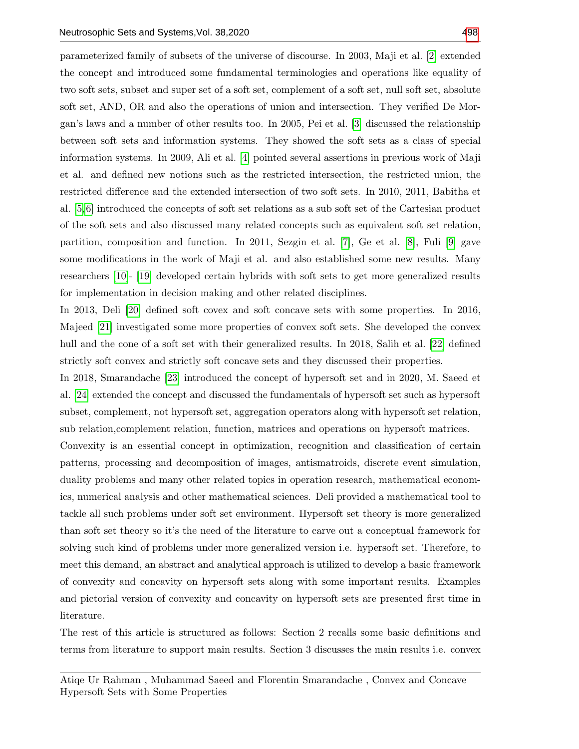parameterized family of subsets of the universe of discourse. In 2003, Maji et al. [2] extended the concept and introduced some fundamental terminologies and operations like equality of two soft sets, subset and super set of a soft set, complement of a soft set, null soft set, absolute soft set, AND, OR and also the operations of union and intersection. They verified De Morgan's laws and a number of other results too. In 2005, Pei et al. [3] discussed the relationship between soft sets and information systems. They showed the soft sets as a class of special information systems. In 2009, Ali et al. [4] pointed several assertions in previous work of Maji et al. and defined new notions such as the restricted intersection, the restricted union, the restricted difference and the extended intersection of two soft sets. In 2010, 2011, Babitha et al. [5,6] introduced the concepts of soft set relations as a sub soft set of the Cartesian product of the soft sets and also discussed many related concepts such as equivalent soft set relation, partition, composition and function. In 2011, Sezgin et al. [7], Ge et al. [8], Fuli [9] gave some modifications in the work of Maji et al. and also established some new results. Many researchers [10]- [19] developed certain hybrids with soft sets to get more generalized results for implementation in decision making and other related disciplines.

In 2013, Deli [20] defined soft covex and soft concave sets with some properties. In 2016, Majeed [21] investigated some more properties of convex soft sets. She developed the convex hull and the cone of a soft set with their generalized results. In 2018, Salih et al. [22] defined strictly soft convex and strictly soft concave sets and they discussed their properties.

In 2018, Smarandache [23] introduced the concept of hypersoft set and in 2020, M. Saeed et al. [24] extended the concept and discussed the fundamentals of hypersoft set such as hypersoft subset, complement, not hypersoft set, aggregation operators along with hypersoft set relation, sub relation,complement relation, function, matrices and operations on hypersoft matrices.

Convexity is an essential concept in optimization, recognition and classification of certain patterns, processing and decomposition of images, antismatroids, discrete event simulation, duality problems and many other related topics in operation research, mathematical economics, numerical analysis and other mathematical sciences. Deli provided a mathematical tool to tackle all such problems under soft set environment. Hypersoft set theory is more generalized than soft set theory so it's the need of the literature to carve out a conceptual framework for solving such kind of problems under more generalized version i.e. hypersoft set. Therefore, to meet this demand, an abstract and analytical approach is utilized to develop a basic framework of convexity and concavity on hypersoft sets along with some important results. Examples and pictorial version of convexity and concavity on hypersoft sets are presented first time in literature.

The rest of this article is structured as follows: Section 2 recalls some basic definitions and terms from literature to support main results. Section 3 discusses the main results i.e. convex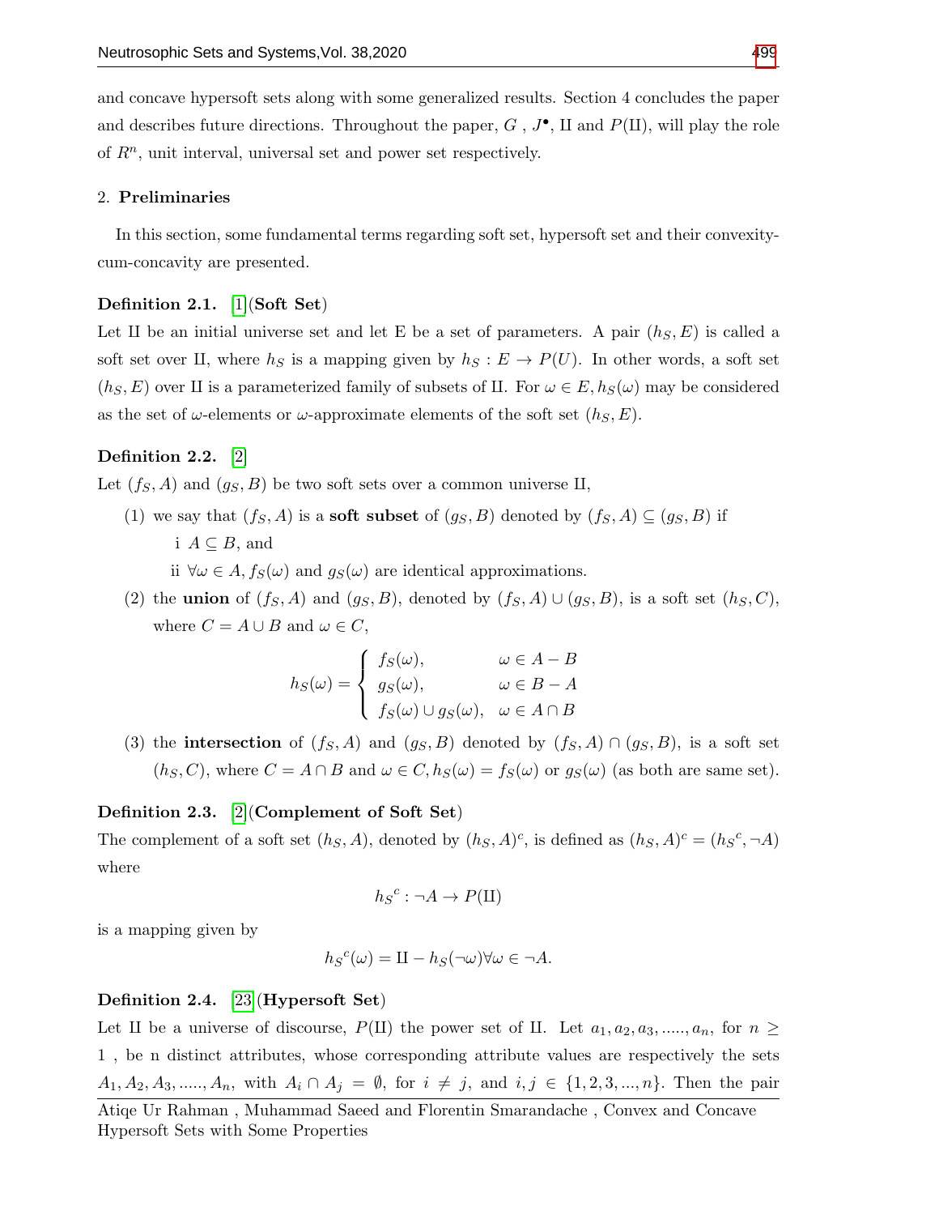and concave hypersoft sets along with some generalized results. Section 4 concludes the paper and describes future directions. Throughout the paper, $G$ , $J^{\bullet}$, $\text{II}$ and $P(\text{II})$, will play the role of $R^n$, unit interval, universal set and power set respectively.

## 2. Preliminaries

In this section, some fundamental terms regarding soft set, hypersoft set and their convexity-cum-concavity are presented.

**Definition 2.1.** [1](**Soft Set**)
Let $\text{II}$ be an initial universe set and let E be a set of parameters. A pair $(h_S, E)$ is called a soft set over $\text{II}$, where $h_S$ is a mapping given by $h_S : E \rightarrow P(U)$. In other words, a soft set $(h_S, E)$ over $\text{II}$ is a parameterized family of subsets of $\text{II}$. For $\omega \in E, h_S(\omega)$ may be considered as the set of $\omega$-elements or $\omega$-approximate elements of the soft set $(h_S, E)$.

**Definition 2.2.** [2]
Let $(f_S, A)$ and $(g_S, B)$ be two soft sets over a common universe $\text{II}$,

(1) we say that $(f_S, A)$ is a **soft subset** of $(g_S, B)$ denoted by $(f_S, A) \subseteq (g_S, B)$ if
 i $A \subseteq B$, and
 ii $\forall \omega \in A, f_S(\omega)$ and $g_S(\omega)$ are identical approximations.

(2) the **union** of $(f_S, A)$ and $(g_S, B)$, denoted by $(f_S, A) \cup (g_S, B)$, is a soft set $(h_S, C)$, where $C = A \cup B$ and $\omega \in C$,

$$h_S(\omega) = \begin{cases} f_S(\omega), & \omega \in A - B \\ g_S(\omega), & \omega \in B - A \\ f_S(\omega) \cup g_S(\omega), & \omega \in A \cap B \end{cases}$$

(3) the **intersection** of $(f_S, A)$ and $(g_S, B)$ denoted by $(f_S, A) \cap (g_S, B)$, is a soft set $(h_S, C)$, where $C = A \cap B$ and $\omega \in C, h_S(\omega) = f_S(\omega)$ or $g_S(\omega)$ (as both are same set).

**Definition 2.3.** [2](**Complement of Soft Set**)
The complement of a soft set $(h_S, A)$, denoted by $(h_S, A)^c$, is defined as $(h_S, A)^c = ({h_S}^c, \neg A)$ where

$${h_S}^c : \neg A \rightarrow P(\text{II})$$

is a mapping given by

$${h_S}^c(\omega) = \text{II} - h_S(\neg\omega) \forall \omega \in \neg A.$$

**Definition 2.4.** [23](**Hypersoft Set**)
Let $\text{II}$ be a universe of discourse, $P(\text{II})$ the power set of $\text{II}$. Let $a_1, a_2, a_3, ....., a_n$, for $n \geq 1$ , be n distinct attributes, whose corresponding attribute values are respectively the sets $A_1, A_2, A_3, ....., A_n$, with $A_i \cap A_j = \emptyset$, for $i \neq j$, and $i, j \in \{1, 2, 3, ..., n\}$. Then the pair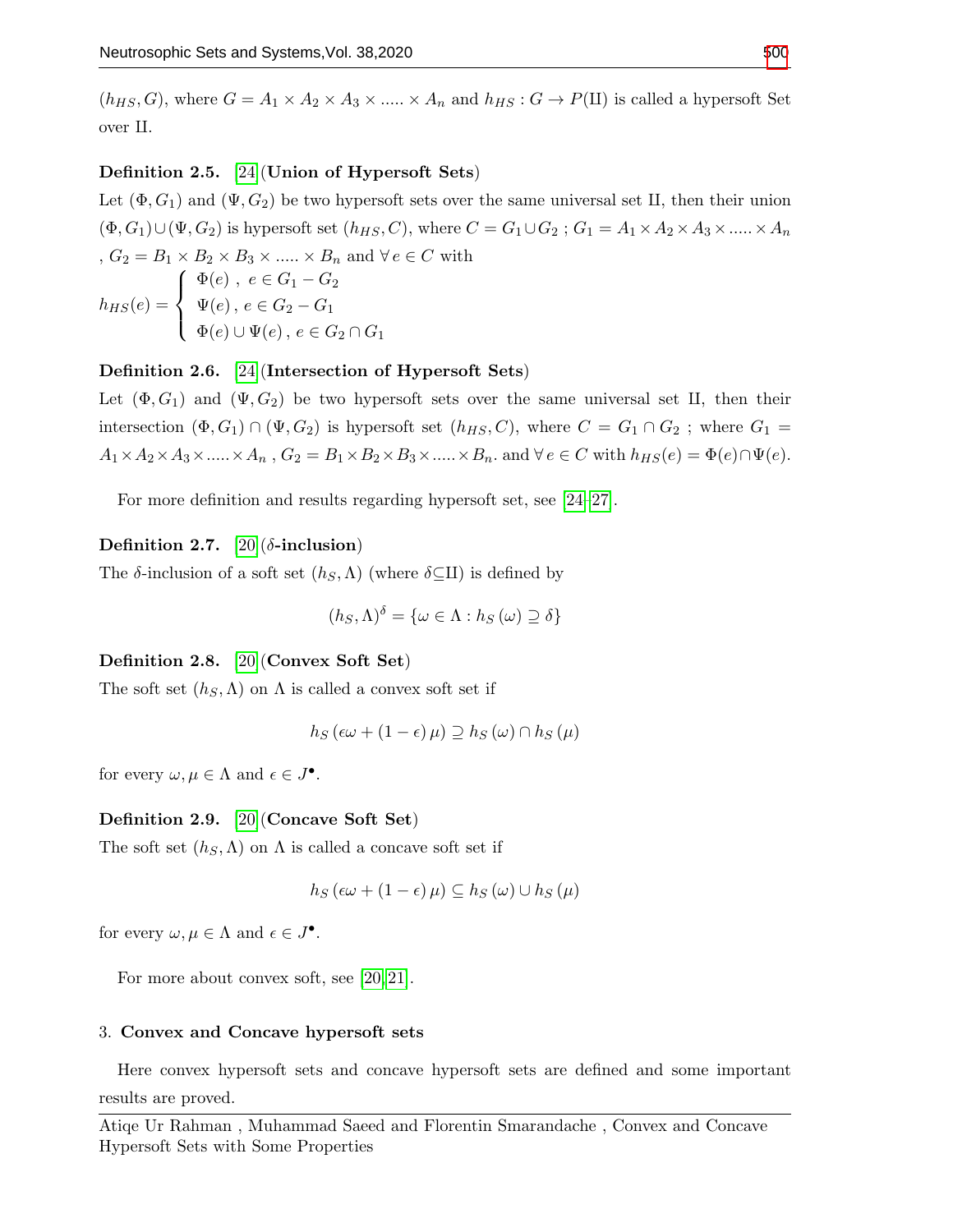$(h_{HS}, G)$, where $G = A_1 \times A_2 \times A_3 \times ..... \times A_n$ and $h_{HS} : G \to P(\amalg)$ is called a hypersoft Set over $\amalg$.

**Definition 2.5.** [24] (**Union of Hypersoft Sets**)

Let $(\Phi, G_1)$ and $(\Psi, G_2)$ be two hypersoft sets over the same universal set $\amalg$, then their union $(\Phi, G_1) \cup (\Psi, G_2)$ is hypersoft set $(h_{HS}, C)$, where $C = G_1 \cup G_2$ ; $G_1 = A_1 \times A_2 \times A_3 \times ..... \times A_n$ , $G_2 = B_1 \times B_2 \times B_3 \times ..... \times B_n$ and $\forall\, e \in C$ with

$$h_{HS}(e) = \begin{cases} \Phi(e)\ ,\ e \in G_1 - G_2 \\ \Psi(e)\,,\ e \in G_2 - G_1 \\ \Phi(e) \cup \Psi(e)\,,\ e \in G_2 \cap G_1 \end{cases}$$

**Definition 2.6.** [24] (**Intersection of Hypersoft Sets**)

Let $(\Phi, G_1)$ and $(\Psi, G_2)$ be two hypersoft sets over the same universal set $\amalg$, then their intersection $(\Phi, G_1) \cap (\Psi, G_2)$ is hypersoft set $(h_{HS}, C)$, where $C = G_1 \cap G_2$ ; where $G_1 = A_1 \times A_2 \times A_3 \times ..... \times A_n$ , $G_2 = B_1 \times B_2 \times B_3 \times ..... \times B_n$. and $\forall\, e \in C$ with $h_{HS}(e) = \Phi(e) \cap \Psi(e)$.

For more definition and results regarding hypersoft set, see [24–27].

**Definition 2.7.** [20] (**$\delta$-inclusion**)

The $\delta$-inclusion of a soft set $(h_S, \Lambda)$ (where $\delta \subseteq \amalg$) is defined by

$$(h_S, \Lambda)^{\delta} = \{\omega \in \Lambda : h_S(\omega) \supseteq \delta\}$$

**Definition 2.8.** [20] (**Convex Soft Set**)

The soft set $(h_S, \Lambda)$ on $\Lambda$ is called a convex soft set if

$$h_S(\epsilon\omega + (1 - \epsilon)\mu) \supseteq h_S(\omega) \cap h_S(\mu)$$

for every $\omega, \mu \in \Lambda$ and $\epsilon \in J^{\bullet}$.

**Definition 2.9.** [20] (**Concave Soft Set**)

The soft set $(h_S, \Lambda)$ on $\Lambda$ is called a concave soft set if

$$h_S(\epsilon\omega + (1 - \epsilon)\mu) \subseteq h_S(\omega) \cup h_S(\mu)$$

for every $\omega, \mu \in \Lambda$ and $\epsilon \in J^{\bullet}$.

For more about convex soft, see [20, 21].

## 3. Convex and Concave hypersoft sets

Here convex hypersoft sets and concave hypersoft sets are defined and some important results are proved.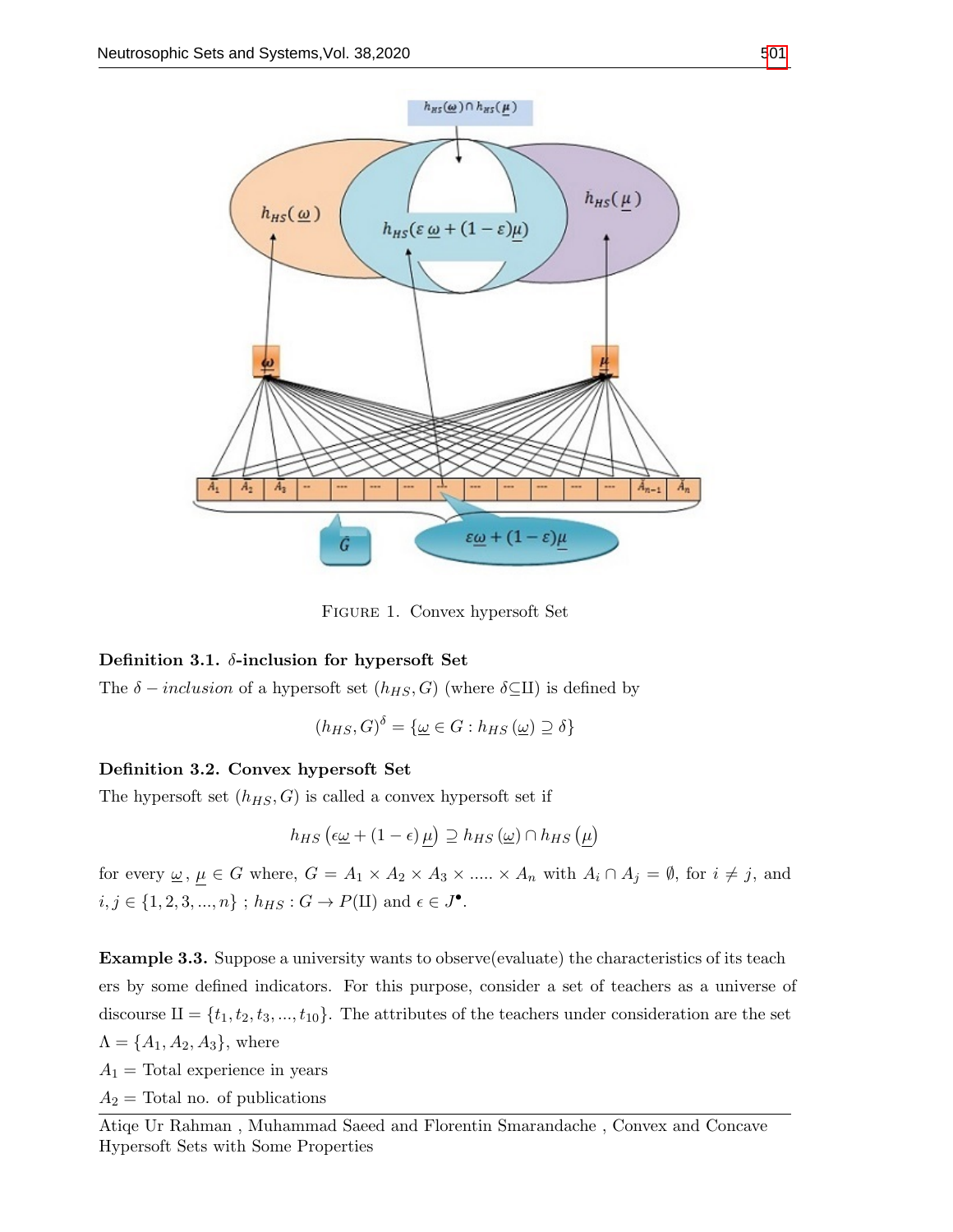Figure 1. Convex hypersoft Set

**Definition 3.1. $\delta$-inclusion for hypersoft Set**

The $\delta - inclusion$ of a hypersoft set $(h_{HS}, G)$ (where $\delta \subseteq \text{II}$) is defined by

$$(h_{HS}, G)^{\delta} = \{\underline{\omega} \in G : h_{HS}(\underline{\omega}) \supseteq \delta\}$$

**Definition 3.2. Convex hypersoft Set**

The hypersoft set $(h_{HS}, G)$ is called a convex hypersoft set if

$$h_{HS}\left(\epsilon\underline{\omega} + (1-\epsilon)\,\underline{\mu}\right) \supseteq h_{HS}\left(\underline{\omega}\right) \cap h_{HS}\left(\underline{\mu}\right)$$

for every $\underline{\omega}$, $\underline{\mu} \in G$ where, $G = A_1 \times A_2 \times A_3 \times ..... \times A_n$ with $A_i \cap A_j = \emptyset$, for $i \neq j$, and $i, j \in \{1, 2, 3, ..., n\}$ ; $h_{HS} : G \to P(\text{II})$ and $\epsilon \in J^{\bullet}$.

**Example 3.3.** Suppose a university wants to observe(evaluate) the characteristics of its teach ers by some defined indicators. For this purpose, consider a set of teachers as a universe of discourse $\text{II} = \{t_1, t_2, t_3, ..., t_{10}\}$. The attributes of the teachers under consideration are the set $\Lambda = \{A_1, A_2, A_3\}$, where

$A_1$ = Total experience in years

$A_2$ = Total no. of publications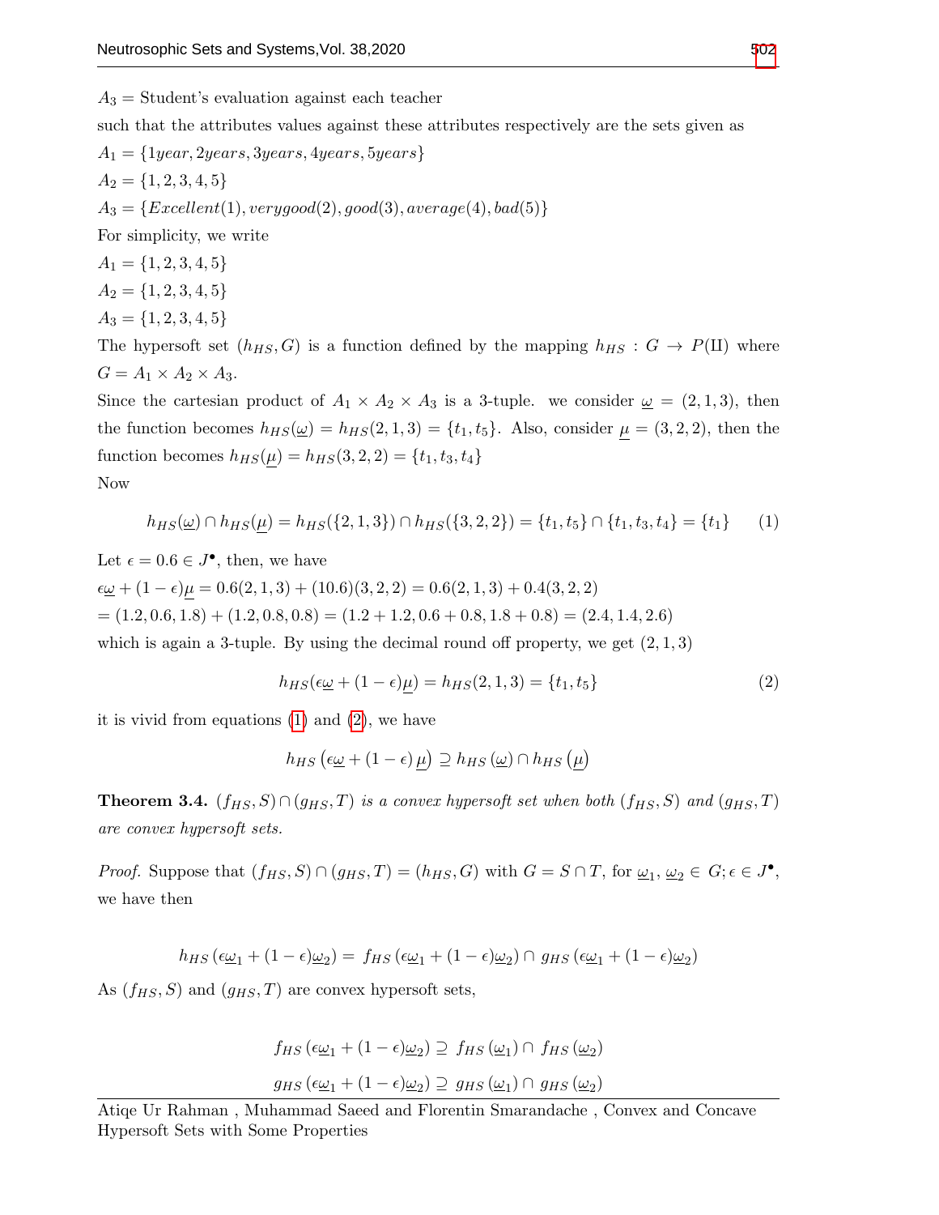$A_3 =$ Student's evaluation against each teacher

such that the attributes values against these attributes respectively are the sets given as

$A_1 = \{1year, 2years, 3years, 4years, 5years\}$

$A_2 = \{1, 2, 3, 4, 5\}$

$A_3 = \{Excellent(1), verygood(2), good(3), average(4), bad(5)\}$

For simplicity, we write

$A_1 = \{1, 2, 3, 4, 5\}$

$A_2 = \{1, 2, 3, 4, 5\}$

$A_3 = \{1, 2, 3, 4, 5\}$

The hypersoft set $(h_{HS}, G)$ is a function defined by the mapping $h_{HS} : G \rightarrow P(\text{II})$ where $G = A_1 \times A_2 \times A_3$.

Since the cartesian product of $A_1 \times A_2 \times A_3$ is a 3-tuple. we consider $\underline{\omega} = (2, 1, 3)$, then the function becomes $h_{HS}(\underline{\omega}) = h_{HS}(2, 1, 3) = \{t_1, t_5\}$. Also, consider $\underline{\mu} = (3, 2, 2)$, then the function becomes $h_{HS}(\underline{\mu}) = h_{HS}(3, 2, 2) = \{t_1, t_3, t_4\}$

Now

$$h_{HS}(\underline{\omega}) \cap h_{HS}(\underline{\mu}) = h_{HS}(\{2, 1, 3\}) \cap h_{HS}(\{3, 2, 2\}) = \{t_1, t_5\} \cap \{t_1, t_3, t_4\} = \{t_1\} \tag{1}$$

Let $\epsilon = 0.6 \in J^{\bullet}$, then, we have

$\epsilon\underline{\omega} + (1 - \epsilon)\underline{\mu} = 0.6(2, 1, 3) + (10.6)(3, 2, 2) = 0.6(2, 1, 3) + 0.4(3, 2, 2)$

$= (1.2, 0.6, 1.8) + (1.2, 0.8, 0.8) = (1.2 + 1.2, 0.6 + 0.8, 1.8 + 0.8) = (2.4, 1.4, 2.6)$

which is again a 3-tuple. By using the decimal round off property, we get $(2, 1, 3)$

$$h_{HS}(\epsilon\underline{\omega} + (1 - \epsilon)\underline{\mu}) = h_{HS}(2, 1, 3) = \{t_1, t_5\} \tag{2}$$

it is vivid from equations (1) and (2), we have

$$h_{HS}\left(\epsilon\underline{\omega} + (1 - \epsilon)\,\underline{\mu}\right) \supseteq h_{HS}\left(\underline{\omega}\right) \cap h_{HS}\left(\underline{\mu}\right)$$

**Theorem 3.4.** *$(f_{HS}, S) \cap (g_{HS}, T)$ is a convex hypersoft set when both $(f_{HS}, S)$ and $(g_{HS}, T)$ are convex hypersoft sets.*

*Proof.* Suppose that $(f_{HS}, S) \cap (g_{HS}, T) = (h_{HS}, G)$ with $G = S \cap T$, for $\underline{\omega}_1, \underline{\omega}_2 \in G; \epsilon \in J^{\bullet}$, we have then

$$h_{HS}\left(\epsilon\underline{\omega}_1 + (1 - \epsilon)\underline{\omega}_2\right) = f_{HS}\left(\epsilon\underline{\omega}_1 + (1 - \epsilon)\underline{\omega}_2\right) \cap g_{HS}\left(\epsilon\underline{\omega}_1 + (1 - \epsilon)\underline{\omega}_2\right)$$

As $(f_{HS}, S)$ and $(g_{HS}, T)$ are convex hypersoft sets,

$$f_{HS}\left(\epsilon\underline{\omega}_1 + (1 - \epsilon)\underline{\omega}_2\right) \supseteq f_{HS}\left(\underline{\omega}_1\right) \cap f_{HS}\left(\underline{\omega}_2\right)$$

$$g_{HS}\left(\epsilon\underline{\omega}_1 + (1 - \epsilon)\underline{\omega}_2\right) \supseteq g_{HS}\left(\underline{\omega}_1\right) \cap g_{HS}\left(\underline{\omega}_2\right)$$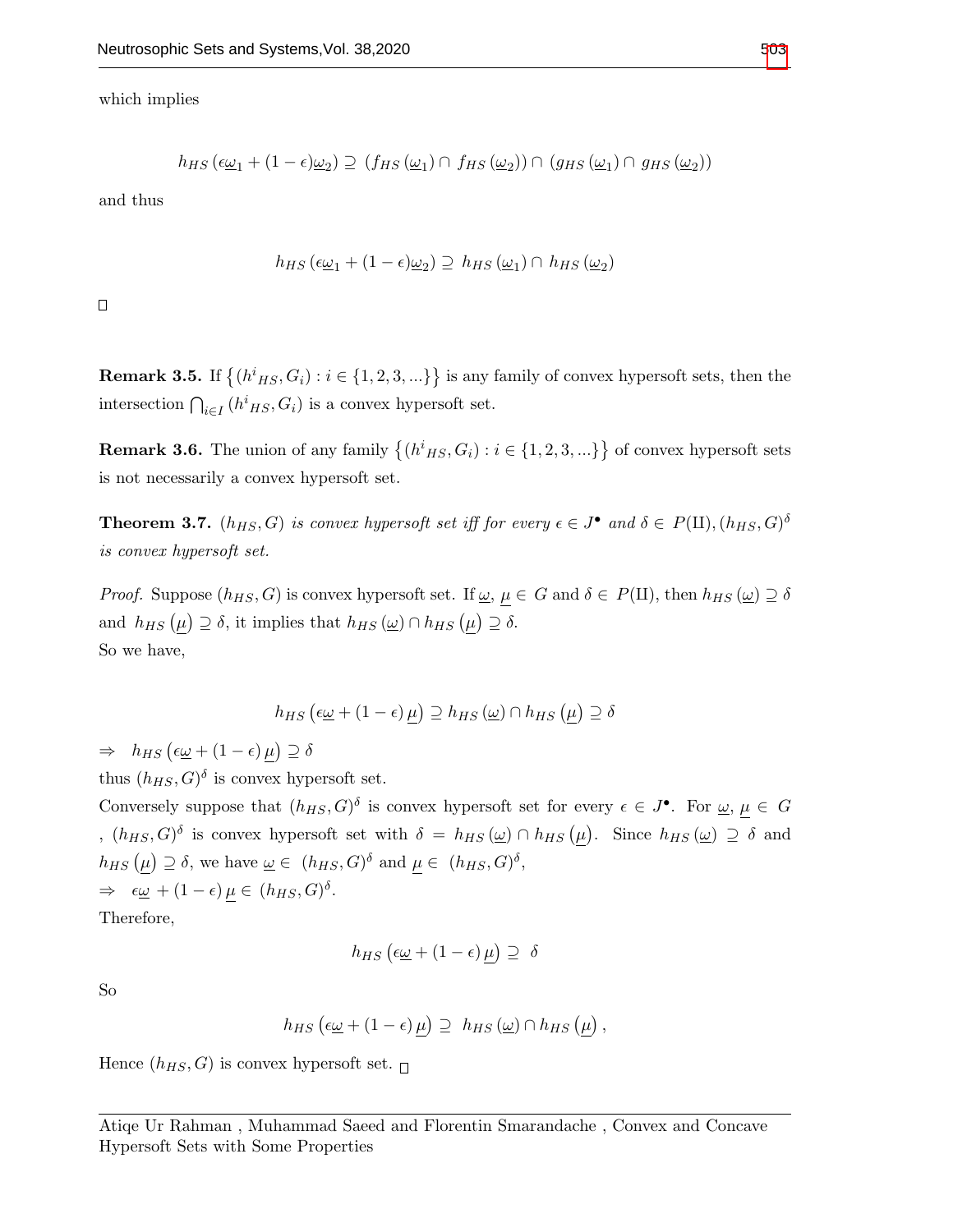which implies

$$h_{HS}\left(\epsilon\underline{\omega}_1 + (1-\epsilon)\underline{\omega}_2\right) \supseteq \left(f_{HS}\left(\underline{\omega}_1\right) \cap f_{HS}\left(\underline{\omega}_2\right)\right) \cap \left(g_{HS}\left(\underline{\omega}_1\right) \cap g_{HS}\left(\underline{\omega}_2\right)\right)$$

and thus

$$h_{HS}\left(\epsilon\underline{\omega}_1 + (1-\epsilon)\underline{\omega}_2\right) \supseteq h_{HS}\left(\underline{\omega}_1\right) \cap h_{HS}\left(\underline{\omega}_2\right)$$

□

**Remark 3.5.** If $\left\{(h^i{}_{HS}, G_i) : i \in \{1,2,3,...\}\right\}$ is any family of convex hypersoft sets, then the intersection $\bigcap_{i\in I}(h^i{}_{HS}, G_i)$ is a convex hypersoft set.

**Remark 3.6.** The union of any family $\left\{(h^i{}_{HS}, G_i) : i \in \{1,2,3,...\}\right\}$ of convex hypersoft sets is not necessarily a convex hypersoft set.

**Theorem 3.7.** *$(h_{HS}, G)$ is convex hypersoft set iff for every $\epsilon \in J^\bullet$ and $\delta \in P(\text{II}), (h_{HS}, G)^\delta$ is convex hypersoft set.*

*Proof.* Suppose $(h_{HS}, G)$ is convex hypersoft set. If $\underline{\omega},\ \underline{\mu} \in G$ and $\delta \in P(\text{II})$, then $h_{HS}\left(\underline{\omega}\right) \supseteq \delta$ and $h_{HS}\left(\underline{\mu}\right) \supseteq \delta$, it implies that $h_{HS}\left(\underline{\omega}\right) \cap h_{HS}\left(\underline{\mu}\right) \supseteq \delta$.
So we have,

$$h_{HS}\left(\epsilon\underline{\omega} + (1-\epsilon)\,\underline{\mu}\right) \supseteq h_{HS}\left(\underline{\omega}\right) \cap h_{HS}\left(\underline{\mu}\right) \supseteq \delta$$

$\Rightarrow \quad h_{HS}\left(\epsilon\underline{\omega} + (1-\epsilon)\,\underline{\mu}\right) \supseteq \delta$

thus $(h_{HS}, G)^\delta$ is convex hypersoft set.

Conversely suppose that $(h_{HS}, G)^\delta$ is convex hypersoft set for every $\epsilon \in J^\bullet$. For $\underline{\omega},\ \underline{\mu} \in G$ , $(h_{HS}, G)^\delta$ is convex hypersoft set with $\delta = h_{HS}\left(\underline{\omega}\right) \cap h_{HS}\left(\underline{\mu}\right)$. Since $h_{HS}\left(\underline{\omega}\right) \supseteq \delta$ and $h_{HS}\left(\underline{\mu}\right) \supseteq \delta$, we have $\underline{\omega} \in\ (h_{HS}, G)^\delta$ and $\underline{\mu} \in\ (h_{HS}, G)^\delta$,

$\Rightarrow \quad \epsilon\underline{\omega} + (1-\epsilon)\,\underline{\mu} \in (h_{HS}, G)^\delta$.

Therefore,

$$h_{HS}\left(\epsilon\underline{\omega} + (1-\epsilon)\,\underline{\mu}\right) \supseteq\ \delta$$

So

$$h_{HS}\left(\epsilon\underline{\omega} + (1-\epsilon)\,\underline{\mu}\right) \supseteq\ h_{HS}\left(\underline{\omega}\right) \cap h_{HS}\left(\underline{\mu}\right),$$

Hence $(h_{HS}, G)$ is convex hypersoft set. □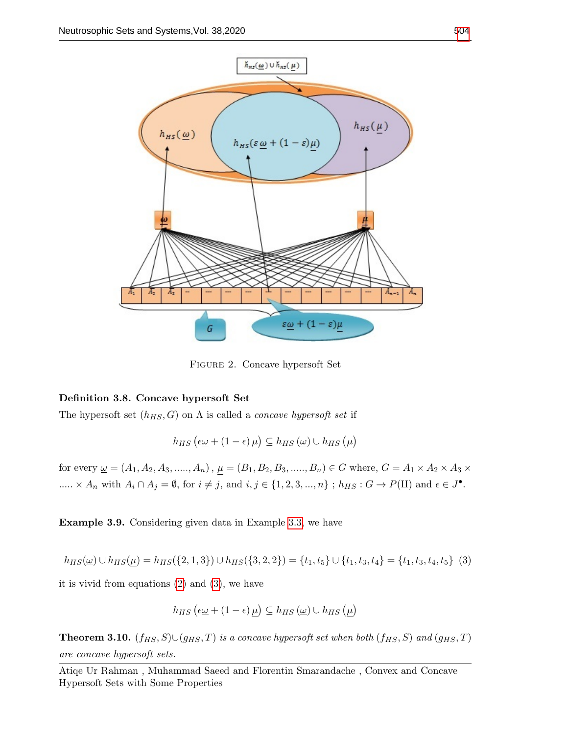FIGURE 2. Concave hypersoft Set

**Definition 3.8. Concave hypersoft Set**

The hypersoft set $(h_{HS}, G)$ on $\Lambda$ is called a *concave hypersoft set* if

$$h_{HS}\left(\epsilon\underline{\omega} + (1-\epsilon)\,\underline{\mu}\right) \subseteq h_{HS}\left(\underline{\omega}\right) \cup h_{HS}\left(\underline{\mu}\right)$$

for every $\underline{\omega} = (A_1, A_2, A_3, ....., A_n)$ , $\underline{\mu} = (B_1, B_2, B_3, ....., B_n) \in G$ where, $G = A_1 \times A_2 \times A_3 \times ..... \times A_n$ with $A_i \cap A_j = \emptyset$, for $i \neq j$, and $i, j \in \{1, 2, 3, ..., n\}$ ; $h_{HS} : G \rightarrow P(\text{II})$ and $\epsilon \in J^{\bullet}$.

**Example 3.9.** Considering given data in Example 3.3, we have

$$h_{HS}(\underline{\omega}) \cup h_{HS}(\underline{\mu}) = h_{HS}(\{2,1,3\}) \cup h_{HS}(\{3,2,2\}) = \{t_1, t_5\} \cup \{t_1, t_3, t_4\} = \{t_1, t_3, t_4, t_5\} \quad (3)$$

it is vivid from equations (2) and (3), we have

$$h_{HS}\left(\epsilon\underline{\omega} + (1-\epsilon)\,\underline{\mu}\right) \subseteq h_{HS}\left(\underline{\omega}\right) \cup h_{HS}\left(\underline{\mu}\right)$$

**Theorem 3.10.** *$(f_{HS}, S) \cup (g_{HS}, T)$ is a concave hypersoft set when both $(f_{HS}, S)$ and $(g_{HS}, T)$ are concave hypersoft sets.*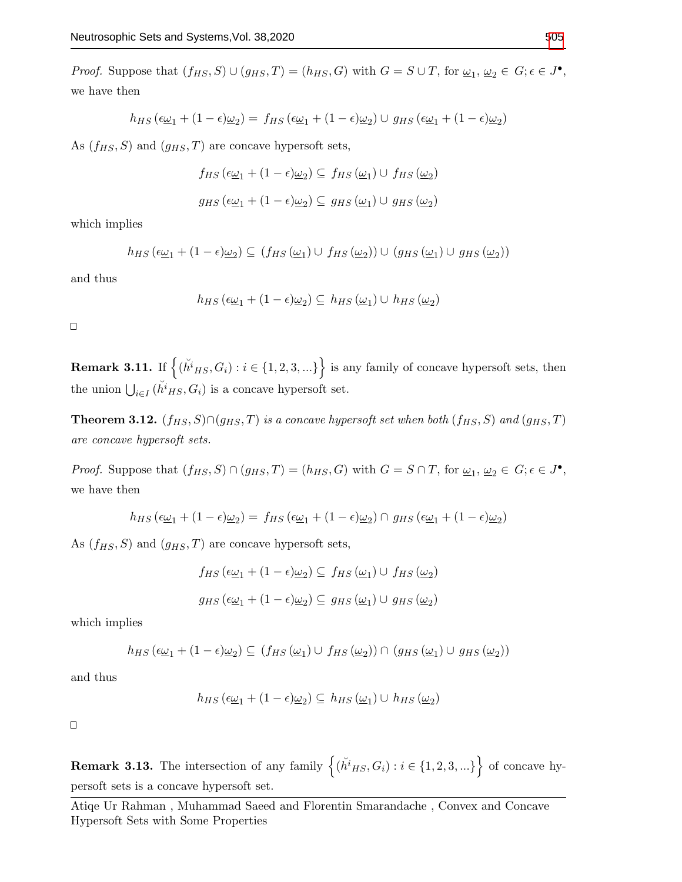*Proof.* Suppose that $(f_{HS}, S) \cup (g_{HS}, T) = (h_{HS}, G)$ with $G = S \cup T$, for $\underline{\omega}_1, \underline{\omega}_2 \in G; \epsilon \in J^\bullet$, we have then

$$h_{HS}(\epsilon\underline{\omega}_1 + (1-\epsilon)\underline{\omega}_2) = f_{HS}(\epsilon\underline{\omega}_1 + (1-\epsilon)\underline{\omega}_2) \cup g_{HS}(\epsilon\underline{\omega}_1 + (1-\epsilon)\underline{\omega}_2)$$

As $(f_{HS}, S)$ and $(g_{HS}, T)$ are concave hypersoft sets,

$$f_{HS}(\epsilon\underline{\omega}_1 + (1-\epsilon)\underline{\omega}_2) \subseteq f_{HS}(\underline{\omega}_1) \cup f_{HS}(\underline{\omega}_2)$$

$$g_{HS}(\epsilon\underline{\omega}_1 + (1-\epsilon)\underline{\omega}_2) \subseteq g_{HS}(\underline{\omega}_1) \cup g_{HS}(\underline{\omega}_2)$$

which implies

$$h_{HS}(\epsilon\underline{\omega}_1 + (1-\epsilon)\underline{\omega}_2) \subseteq (f_{HS}(\underline{\omega}_1) \cup f_{HS}(\underline{\omega}_2)) \cup (g_{HS}(\underline{\omega}_1) \cup g_{HS}(\underline{\omega}_2))$$

and thus

$$h_{HS}(\epsilon\underline{\omega}_1 + (1-\epsilon)\underline{\omega}_2) \subseteq h_{HS}(\underline{\omega}_1) \cup h_{HS}(\underline{\omega}_2)$$

□

**Remark 3.11.** If $\left\{(\breve{h}^i{}_{HS}, G_i) : i \in \{1, 2, 3, ...\}\right\}$ is any family of concave hypersoft sets, then the union $\bigcup_{i \in I}(\breve{h}^i{}_{HS}, G_i)$ is a concave hypersoft set.

**Theorem 3.12.** *$(f_{HS}, S) \cap (g_{HS}, T)$ is a concave hypersoft set when both $(f_{HS}, S)$ and $(g_{HS}, T)$ are concave hypersoft sets.*

*Proof.* Suppose that $(f_{HS}, S) \cap (g_{HS}, T) = (h_{HS}, G)$ with $G = S \cap T$, for $\underline{\omega}_1, \underline{\omega}_2 \in G; \epsilon \in J^\bullet$, we have then

$$h_{HS}(\epsilon\underline{\omega}_1 + (1-\epsilon)\underline{\omega}_2) = f_{HS}(\epsilon\underline{\omega}_1 + (1-\epsilon)\underline{\omega}_2) \cap g_{HS}(\epsilon\underline{\omega}_1 + (1-\epsilon)\underline{\omega}_2)$$

As $(f_{HS}, S)$ and $(g_{HS}, T)$ are concave hypersoft sets,

$$f_{HS}(\epsilon\underline{\omega}_1 + (1-\epsilon)\underline{\omega}_2) \subseteq f_{HS}(\underline{\omega}_1) \cup f_{HS}(\underline{\omega}_2)$$

$$g_{HS}(\epsilon\underline{\omega}_1 + (1-\epsilon)\underline{\omega}_2) \subseteq g_{HS}(\underline{\omega}_1) \cup g_{HS}(\underline{\omega}_2)$$

which implies

$$h_{HS}(\epsilon\underline{\omega}_1 + (1-\epsilon)\underline{\omega}_2) \subseteq (f_{HS}(\underline{\omega}_1) \cup f_{HS}(\underline{\omega}_2)) \cap (g_{HS}(\underline{\omega}_1) \cup g_{HS}(\underline{\omega}_2))$$

and thus

$$h_{HS}(\epsilon\underline{\omega}_1 + (1-\epsilon)\underline{\omega}_2) \subseteq h_{HS}(\underline{\omega}_1) \cup h_{HS}(\underline{\omega}_2)$$

□

**Remark 3.13.** The intersection of any family $\left\{(\breve{h}^i{}_{HS}, G_i) : i \in \{1, 2, 3, ...\}\right\}$ of concave hypersoft sets is a concave hypersoft set.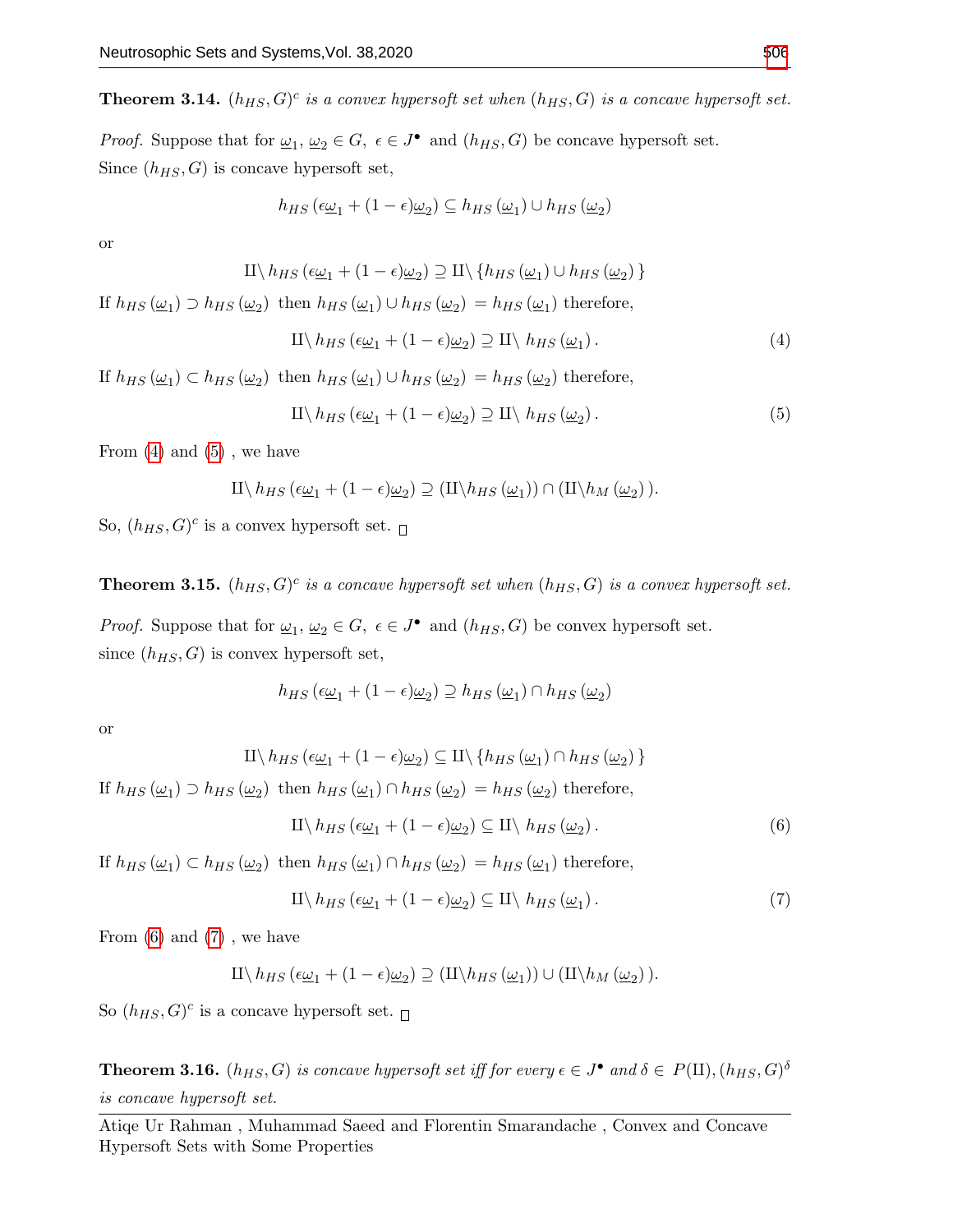**Theorem 3.14.** *$(h_{HS}, G)^c$ is a convex hypersoft set when $(h_{HS}, G)$ is a concave hypersoft set.*

*Proof.* Suppose that for $\underline{\omega}_1,\ \underline{\omega}_2 \in G,\ \epsilon \in J^{\bullet}$ and $(h_{HS}, G)$ be concave hypersoft set.
Since $(h_{HS}, G)$ is concave hypersoft set,

$$h_{HS}(\epsilon\underline{\omega}_1 + (1-\epsilon)\underline{\omega}_2) \subseteq h_{HS}(\underline{\omega}_1) \cup h_{HS}(\underline{\omega}_2)$$

or

$$\text{II}\setminus h_{HS}(\epsilon\underline{\omega}_1 + (1-\epsilon)\underline{\omega}_2) \supseteq \text{II}\setminus \{h_{HS}(\underline{\omega}_1) \cup h_{HS}(\underline{\omega}_2)\}$$

If $h_{HS}(\underline{\omega}_1) \supset h_{HS}(\underline{\omega}_2)$ then $h_{HS}(\underline{\omega}_1) \cup h_{HS}(\underline{\omega}_2) = h_{HS}(\underline{\omega}_1)$ therefore,

$$\text{II}\setminus h_{HS}(\epsilon\underline{\omega}_1 + (1-\epsilon)\underline{\omega}_2) \supseteq \text{II}\setminus h_{HS}(\underline{\omega}_1). \tag{4}$$

If $h_{HS}(\underline{\omega}_1) \subset h_{HS}(\underline{\omega}_2)$ then $h_{HS}(\underline{\omega}_1) \cup h_{HS}(\underline{\omega}_2) = h_{HS}(\underline{\omega}_2)$ therefore,

$$\text{II}\setminus h_{HS}(\epsilon\underline{\omega}_1 + (1-\epsilon)\underline{\omega}_2) \supseteq \text{II}\setminus h_{HS}(\underline{\omega}_2). \tag{5}$$

From (4) and (5) , we have

$$\text{II}\setminus h_{HS}(\epsilon\underline{\omega}_1 + (1-\epsilon)\underline{\omega}_2) \supseteq (\text{II}\setminus h_{HS}(\underline{\omega}_1)) \cap (\text{II}\setminus h_{M}(\underline{\omega}_2)).$$

So, $(h_{HS}, G)^c$ is a convex hypersoft set. □

**Theorem 3.15.** *$(h_{HS}, G)^c$ is a concave hypersoft set when $(h_{HS}, G)$ is a convex hypersoft set.*

*Proof.* Suppose that for $\underline{\omega}_1,\ \underline{\omega}_2 \in G,\ \epsilon \in J^{\bullet}$ and $(h_{HS}, G)$ be convex hypersoft set.
since $(h_{HS}, G)$ is convex hypersoft set,

$$h_{HS}(\epsilon\underline{\omega}_1 + (1-\epsilon)\underline{\omega}_2) \supseteq h_{HS}(\underline{\omega}_1) \cap h_{HS}(\underline{\omega}_2)$$

or

$$\text{II}\setminus h_{HS}(\epsilon\underline{\omega}_1 + (1-\epsilon)\underline{\omega}_2) \subseteq \text{II}\setminus \{h_{HS}(\underline{\omega}_1) \cap h_{HS}(\underline{\omega}_2)\}$$

If $h_{HS}(\underline{\omega}_1) \supset h_{HS}(\underline{\omega}_2)$ then $h_{HS}(\underline{\omega}_1) \cap h_{HS}(\underline{\omega}_2) = h_{HS}(\underline{\omega}_2)$ therefore,

$$\text{II}\setminus h_{HS}(\epsilon\underline{\omega}_1 + (1-\epsilon)\underline{\omega}_2) \subseteq \text{II}\setminus h_{HS}(\underline{\omega}_2). \tag{6}$$

If $h_{HS}(\underline{\omega}_1) \subset h_{HS}(\underline{\omega}_2)$ then $h_{HS}(\underline{\omega}_1) \cap h_{HS}(\underline{\omega}_2) = h_{HS}(\underline{\omega}_1)$ therefore,

$$\text{II}\setminus h_{HS}(\epsilon\underline{\omega}_1 + (1-\epsilon)\underline{\omega}_2) \subseteq \text{II}\setminus h_{HS}(\underline{\omega}_1). \tag{7}$$

From (6) and (7) , we have

$$\text{II}\setminus h_{HS}(\epsilon\underline{\omega}_1 + (1-\epsilon)\underline{\omega}_2) \supseteq (\text{II}\setminus h_{HS}(\underline{\omega}_1)) \cup (\text{II}\setminus h_{M}(\underline{\omega}_2)).$$

So $(h_{HS}, G)^c$ is a concave hypersoft set. □

**Theorem 3.16.** *$(h_{HS}, G)$ is concave hypersoft set iff for every $\epsilon \in J^{\bullet}$ and $\delta \in P(\text{II}), (h_{HS}, G)^{\delta}$ is concave hypersoft set.*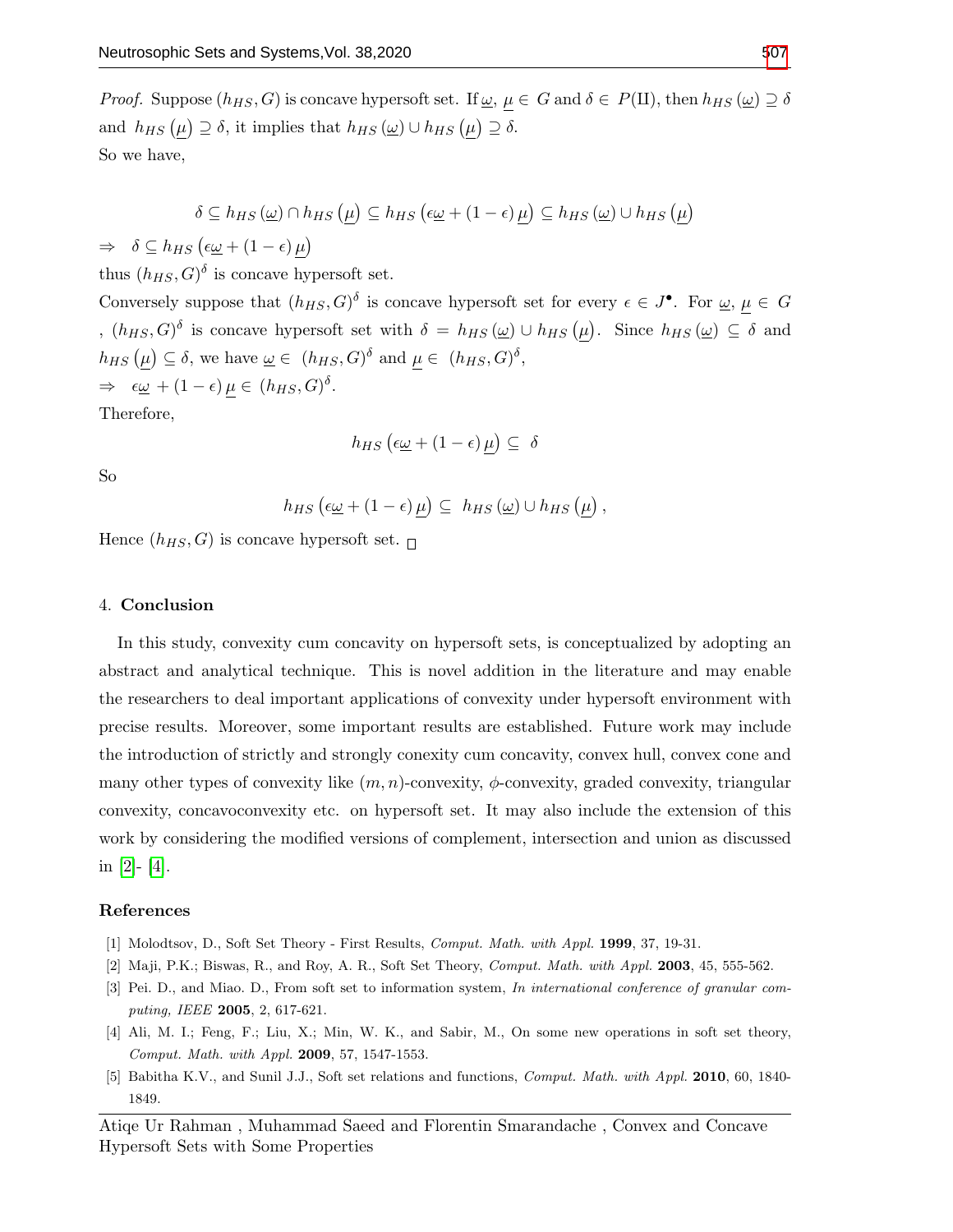*Proof.* Suppose $(h_{HS}, G)$ is concave hypersoft set. If $\underline{\omega}$, $\underline{\mu} \in G$ and $\delta \in P(\text{II})$, then $h_{HS}(\underline{\omega}) \supseteq \delta$ and $h_{HS}(\underline{\mu}) \supseteq \delta$, it implies that $h_{HS}(\underline{\omega}) \cup h_{HS}(\underline{\mu}) \supseteq \delta$.
So we have,

$$\delta \subseteq h_{HS}(\underline{\omega}) \cap h_{HS}(\underline{\mu}) \subseteq h_{HS}(\epsilon\underline{\omega} + (1-\epsilon)\underline{\mu}) \subseteq h_{HS}(\underline{\omega}) \cup h_{HS}(\underline{\mu})$$

$\Rightarrow \quad \delta \subseteq h_{HS}(\epsilon\underline{\omega} + (1-\epsilon)\underline{\mu})$

thus $(h_{HS}, G)^{\delta}$ is concave hypersoft set.
Conversely suppose that $(h_{HS}, G)^{\delta}$ is concave hypersoft set for every $\epsilon \in J^{\bullet}$. For $\underline{\omega}$, $\underline{\mu} \in G$ , $(h_{HS}, G)^{\delta}$ is concave hypersoft set with $\delta = h_{HS}(\underline{\omega}) \cup h_{HS}(\underline{\mu})$. Since $h_{HS}(\underline{\omega}) \subseteq \delta$ and $h_{HS}(\underline{\mu}) \subseteq \delta$, we have $\underline{\omega} \in (h_{HS}, G)^{\delta}$ and $\underline{\mu} \in (h_{HS}, G)^{\delta}$,
$\Rightarrow \quad \epsilon\underline{\omega} + (1-\epsilon)\underline{\mu} \in (h_{HS}, G)^{\delta}$.
Therefore,

$$h_{HS}(\epsilon\underline{\omega} + (1-\epsilon)\underline{\mu}) \subseteq \delta$$

So

$$h_{HS}(\epsilon\underline{\omega} + (1-\epsilon)\underline{\mu}) \subseteq h_{HS}(\underline{\omega}) \cup h_{HS}(\underline{\mu}),$$

Hence $(h_{HS}, G)$ is concave hypersoft set. □

## 4. Conclusion

In this study, convexity cum concavity on hypersoft sets, is conceptualized by adopting an abstract and analytical technique. This is novel addition in the literature and may enable the researchers to deal important applications of convexity under hypersoft environment with precise results. Moreover, some important results are established. Future work may include the introduction of strictly and strongly conexity cum concavity, convex hull, convex cone and many other types of convexity like $(m, n)$-convexity, $\phi$-convexity, graded convexity, triangular convexity, concavoconvexity etc. on hypersoft set. It may also include the extension of this work by considering the modified versions of complement, intersection and union as discussed in [2]- [4].

## References

[1] Molodtsov, D., Soft Set Theory - First Results, *Comput. Math. with Appl.* **1999**, 37, 19-31.

[2] Maji, P.K.; Biswas, R., and Roy, A. R., Soft Set Theory, *Comput. Math. with Appl.* **2003**, 45, 555-562.

[3] Pei. D., and Miao. D., From soft set to information system, *In international conference of granular computing, IEEE* **2005**, 2, 617-621.

[4] Ali, M. I.; Feng, F.; Liu, X.; Min, W. K., and Sabir, M., On some new operations in soft set theory, *Comput. Math. with Appl.* **2009**, 57, 1547-1553.

[5] Babitha K.V., and Sunil J.J., Soft set relations and functions, *Comput. Math. with Appl.* **2010**, 60, 1840-1849.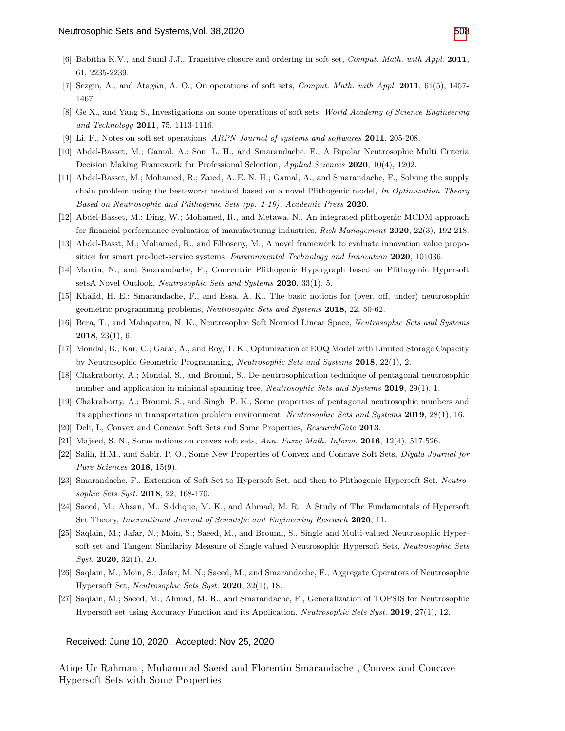[6] Babitha K.V., and Sunil J.J., Transitive closure and ordering in soft set, *Comput. Math. with Appl.* **2011**, 61, 2235-2239.

[7] Sezgin, A., and Atagün, A. O., On operations of soft sets, *Comput. Math. with Appl.* **2011**, 61(5), 1457-1467.

[8] Ge X., and Yang S., Investigations on some operations of soft sets, *World Academy of Science Engineering and Technology* **2011**, 75, 1113-1116.

[9] Li, F., Notes on soft set operations, *ARPN Journal of systems and softwares* **2011**, 205-208.

[10] Abdel-Basset, M.; Gamal, A.; Son, L. H., and Smarandache, F., A Bipolar Neutrosophic Multi Criteria Decision Making Framework for Professional Selection, *Applied Sciences* **2020**, 10(4), 1202.

[11] Abdel-Basset, M.; Mohamed, R.; Zaied, A. E. N. H.; Gamal, A., and Smarandache, F., Solving the supply chain problem using the best-worst method based on a novel Plithogenic model, *In Optimization Theory Based on Neutrosophic and Plithogenic Sets (pp. 1-19). Academic Press* **2020**.

[12] Abdel-Basset, M.; Ding, W.; Mohamed, R., and Metawa, N., An integrated plithogenic MCDM approach for financial performance evaluation of manufacturing industries, *Risk Management* **2020**, 22(3), 192-218.

[13] Abdel-Basst, M.; Mohamed, R., and Elhoseny, M., A novel framework to evaluate innovation value proposition for smart product-service systems, *Environmental Technology and Innovation* **2020**, 101036.

[14] Martin, N., and Smarandache, F., Concentric Plithogenic Hypergraph based on Plithogenic Hypersoft setsA Novel Outlook, *Neutrosophic Sets and Systems* **2020**, 33(1), 5.

[15] Khalid, H. E.; Smarandache, F., and Essa, A. K., The basic notions for (over, off, under) neutrosophic geometric programming problems, *Neutrosophic Sets and Systems* **2018**, 22, 50-62.

[16] Bera, T., and Mahapatra, N. K., Neutrosophic Soft Normed Linear Space, *Neutrosophic Sets and Systems* **2018**, 23(1), 6.

[17] Mondal, B.; Kar, C.; Garai, A., and Roy, T. K., Optimization of EOQ Model with Limited Storage Capacity by Neutrosophic Geometric Programming, *Neutrosophic Sets and Systems* **2018**, 22(1), 2.

[18] Chakraborty, A.; Mondal, S., and Broumi, S., De-neutrosophication technique of pentagonal neutrosophic number and application in minimal spanning tree, *Neutrosophic Sets and Systems* **2019**, 29(1), 1.

[19] Chakraborty, A.; Broumi, S., and Singh, P. K., Some properties of pentagonal neutrosophic numbers and its applications in transportation problem environment, *Neutrosophic Sets and Systems* **2019**, 28(1), 16.

[20] Deli, I., Convex and Concave Soft Sets and Some Properties, *ResearchGate* **2013**.

[21] Majeed, S. N., Some notions on convex soft sets, *Ann. Fuzzy Math. Inform.* **2016**, 12(4), 517-526.

[22] Salih, H.M., and Sabir, P. O., Some New Properties of Convex and Concave Soft Sets, *Diyala Journal for Pure Sciences* **2018**, 15(9).

[23] Smarandache, F., Extension of Soft Set to Hypersoft Set, and then to Plithogenic Hypersoft Set, *Neutrosophic Sets Syst.* **2018**, 22, 168-170.

[24] Saeed, M.; Ahsan, M.; Siddique, M. K., and Ahmad, M. R., A Study of The Fundamentals of Hypersoft Set Theory, *International Journal of Scientific and Engineering Research* **2020**, 11.

[25] Saqlain, M.; Jafar, N.; Moin, S.; Saeed, M., and Broumi, S., Single and Multi-valued Neutrosophic Hypersoft set and Tangent Similarity Measure of Single valued Neutrosophic Hypersoft Sets, *Neutrosophic Sets Syst.* **2020**, 32(1), 20.

[26] Saqlain, M.; Moin, S.; Jafar, M. N.; Saeed, M., and Smarandache, F., Aggregate Operators of Neutrosophic Hypersoft Set, *Neutrosophic Sets Syst.* **2020**, 32(1), 18.

[27] Saqlain, M.; Saeed, M.; Ahmad, M. R., and Smarandache, F., Generalization of TOPSIS for Neutrosophic Hypersoft set using Accuracy Function and its Application, *Neutrosophic Sets Syst.* **2019**, 27(1), 12.

Received: June 10, 2020. Accepted: Nov 25, 2020